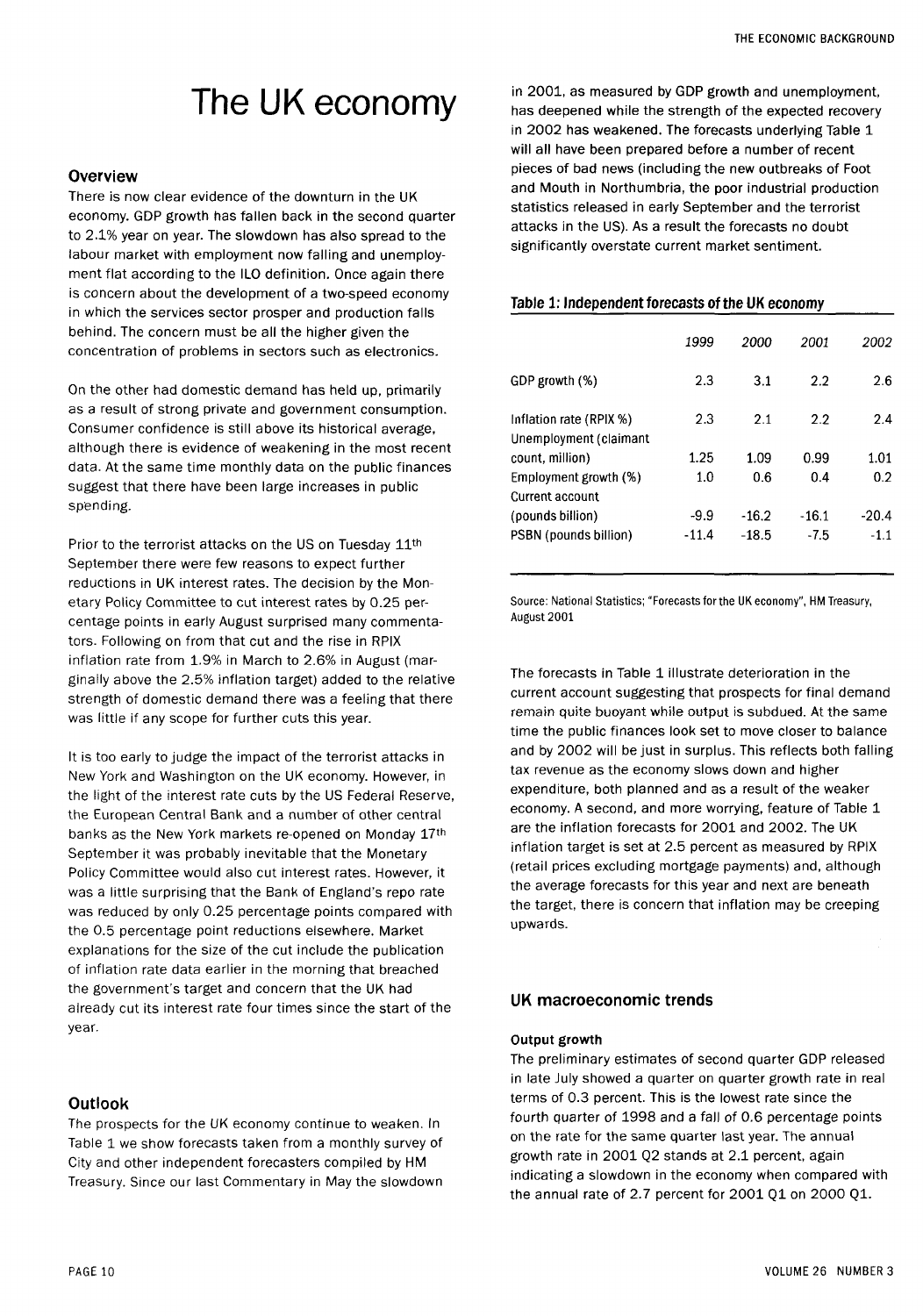# The UK economy

### Overview

There is now clear evidence of the downturn in the UK economy. GDP growth has fallen back in the second quarter to 2.1% year on year. The slowdown has also spread to the labour market with employment now falling and unemployment flat according to the ILO definition. Once again there is concern about the development of a two-speed economy in which the services sector prosper and production falls behind. The concern must be all the higher given the concentration of problems in sectors such as electronics.

On the other had domestic demand has held up, primarily as a result of strong private and government consumption. Consumer confidence is still above its historical average, although there is evidence of weakening in the most recent data. At the same time monthly data on the public finances suggest that there have been large increases in public spending.

Prior to the terrorist attacks on the US on Tuesday 11th September there were few reasons to expect further reductions in UK interest rates. The decision by the Monetary Policy Committee to cut interest rates by 0.25 percentage points in early August surprised many commentators. Following on from that cut and the rise in RPIX inflation rate from 1.9% in March to 2.6% in August (marginally above the 2.5% inflation target) added to the relative strength of domestic demand there was a feeling that there was little if any scope for further cuts this year.

It is too early to judge the impact of the terrorist attacks in New York and Washington on the UK economy. However, in the light of the interest rate cuts by the US Federal Reserve, the European Central Bank and a number of other central banks as the New York markets re-opened on Monday 17th September it was probably inevitable that the Monetary Policy Committee would also cut interest rates. However, it was a little surprising that the Bank of England's repo rate was reduced by only 0.25 percentage points compared with the 0.5 percentage point reductions elsewhere. Market explanations for the size of the cut include the publication of inflation rate data earlier in the morning that breached the government's target and concern that the UK had already cut its interest rate four times since the start of the year.

### Outlook

The prospects for the UK economy continue to weaken. In Table 1 we show forecasts taken from a monthly survey of City and other independent forecasters compiled by HM Treasury. Since our last Commentary in May the slowdown in 2001, as measured by GDP growth and unemployment, has deepened while the strength of the expected recovery in 2002 has weakened. The forecasts underlying Table 1 will all have been prepared before a number of recent pieces of bad news (including the new outbreaks of Foot and Mouth in Northumbria, the poor industrial production statistics released in early September and the terrorist attacks in the US). As a result the forecasts no doubt significantly overstate current market sentiment.

**Table 1: Independent forecasts of the UK economy**

| | *1999* | *2000* | *2001* | *2002* |
|---|---|---|---|---|
| GDP growth (%) | 2.3 | 3.1 | 2.2 | 2.6 |
| Inflation rate (RPIX %) | 2.3 | 2.1 | 2.2 | 2.4 |
| Unemployment (claimant count, million) | 1.25 | 1.09 | 0.99 | 1.01 |
| Employment growth (%) | 1.0 | 0.6 | 0.4 | 0.2 |
| Current account (pounds billion) | -9.9 | -16.2 | -16.1 | -20.4 |
| PSBN (pounds billion) | -11.4 | -18.5 | -7.5 | -1.1 |

Source: National Statistics; "Forecasts for the UK economy", HM Treasury, August 2001

The forecasts in Table 1 illustrate deterioration in the current account suggesting that prospects for final demand remain quite buoyant while output is subdued. At the same time the public finances look set to move closer to balance and by 2002 will be just in surplus. This reflects both falling tax revenue as the economy slows down and higher expenditure, both planned and as a result of the weaker economy. A second, and more worrying, feature of Table 1 are the inflation forecasts for 2001 and 2002. The UK inflation target is set at 2.5 percent as measured by RPIX (retail prices excluding mortgage payments) and, although the average forecasts for this year and next are beneath the target, there is concern that inflation may be creeping upwards.

### UK macroeconomic trends

#### Output growth

The preliminary estimates of second quarter GDP released in late July showed a quarter on quarter growth rate in real terms of 0.3 percent. This is the lowest rate since the fourth quarter of 1998 and a fall of 0.6 percentage points on the rate for the same quarter last year. The annual growth rate in 2001 Q2 stands at 2.1 percent, again indicating a slowdown in the economy when compared with the annual rate of 2.7 percent for 2001 Q1 on 2000 Q1.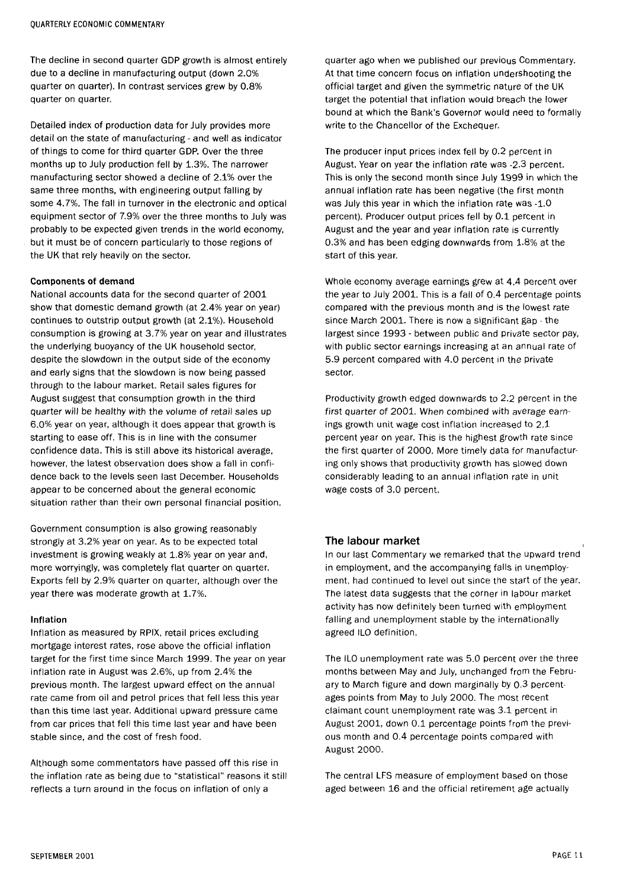The decline in second quarter GDP growth is almost entirely due to a decline in manufacturing output (down 2.0% quarter on quarter). In contrast services grew by 0.8% quarter on quarter.

Detailed index of production data for July provides more detail on the state of manufacturing - and well as indicator of things to come for third quarter GDP. Over the three months up to July production fell by 1.3%. The narrower manufacturing sector showed a decline of 2.1% over the same three months, with engineering output falling by some 4.7%. The fall in turnover in the electronic and optical equipment sector of 7.9% over the three months to July was probably to be expected given trends in the world economy, but it must be of concern particularly to those regions of the UK that rely heavily on the sector.

**Components of demand**

National accounts data for the second quarter of 2001 show that domestic demand growth (at 2.4% year on year) continues to outstrip output growth (at 2.1%). Household consumption is growing at 3.7% year on year and illustrates the underlying buoyancy of the UK household sector, despite the slowdown in the output side of the economy and early signs that the slowdown is now being passed through to the labour market. Retail sales figures for August suggest that consumption growth in the third quarter will be healthy with the volume of retail sales up 6.0% year on year, although it does appear that growth is starting to ease off. This is in line with the consumer confidence data. This is still above its historical average, however, the latest observation does show a fall in confidence back to the levels seen last December. Households appear to be concerned about the general economic situation rather than their own personal financial position.

Government consumption is also growing reasonably strongly at 3.2% year on year. As to be expected total investment is growing weakly at 1.8% year on year and, more worryingly, was completely flat quarter on quarter. Exports fell by 2.9% quarter on quarter, although over the year there was moderate growth at 1.7%.

**Inflation**

Inflation as measured by RPIX, retail prices excluding mortgage interest rates, rose above the official inflation target for the first time since March 1999. The year on year inflation rate in August was 2.6%, up from 2.4% the previous month. The largest upward effect on the annual rate came from oil and petrol prices that fell less this year than this time last year. Additional upward pressure came from car prices that fell this time last year and have been stable since, and the cost of fresh food.

Although some commentators have passed off this rise in the inflation rate as being due to "statistical" reasons it still reflects a turn around in the focus on inflation of only a quarter ago when we published our previous Commentary. At that time concern focus on inflation undershooting the official target and given the symmetric nature of the UK target the potential that inflation would breach the lower bound at which the Bank's Governor would need to formally write to the Chancellor of the Exchequer.

The producer input prices index fell by 0.2 percent in August. Year on year the inflation rate was -2.3 percent. This is only the second month since July 1999 in which the annual inflation rate has been negative (the first month was July this year in which the inflation rate was -1.0 percent). Producer output prices fell by 0.1 percent in August and the year and year inflation rate is currently 0.3% and has been edging downwards from 1.8% at the start of this year.

Whole economy average earnings grew at 4.4 percent over the year to July 2001. This is a fall of 0.4 percentage points compared with the previous month and is the lowest rate since March 2001. There is now a significant gap - the largest since 1993 - between public and private sector pay, with public sector earnings increasing at an annual rate of 5.9 percent compared with 4.0 percent in the private sector.

Productivity growth edged downwards to 2.2 percent in the first quarter of 2001. When combined with average earnings growth unit wage cost inflation increased to 2.1 percent year on year. This is the highest growth rate since the first quarter of 2000. More timely data for manufacturing only shows that productivity growth has slowed down considerably leading to an annual inflation rate in unit wage costs of 3.0 percent.

## The labour market

In our last Commentary we remarked that the upward trend in employment, and the accompanying falls in unemployment, had continued to level out since the start of the year. The latest data suggests that the corner in labour market activity has now definitely been turned with employment falling and unemployment stable by the internationally agreed ILO definition.

The ILO unemployment rate was 5.0 percent over the three months between May and July, unchanged from the February to March figure and down marginally by 0.3 percentages points from May to July 2000. The most recent claimant count unemployment rate was 3.1 percent in August 2001, down 0.1 percentage points from the previous month and 0.4 percentage points compared with August 2000.

The central LFS measure of employment based on those aged between 16 and the official retirement age actually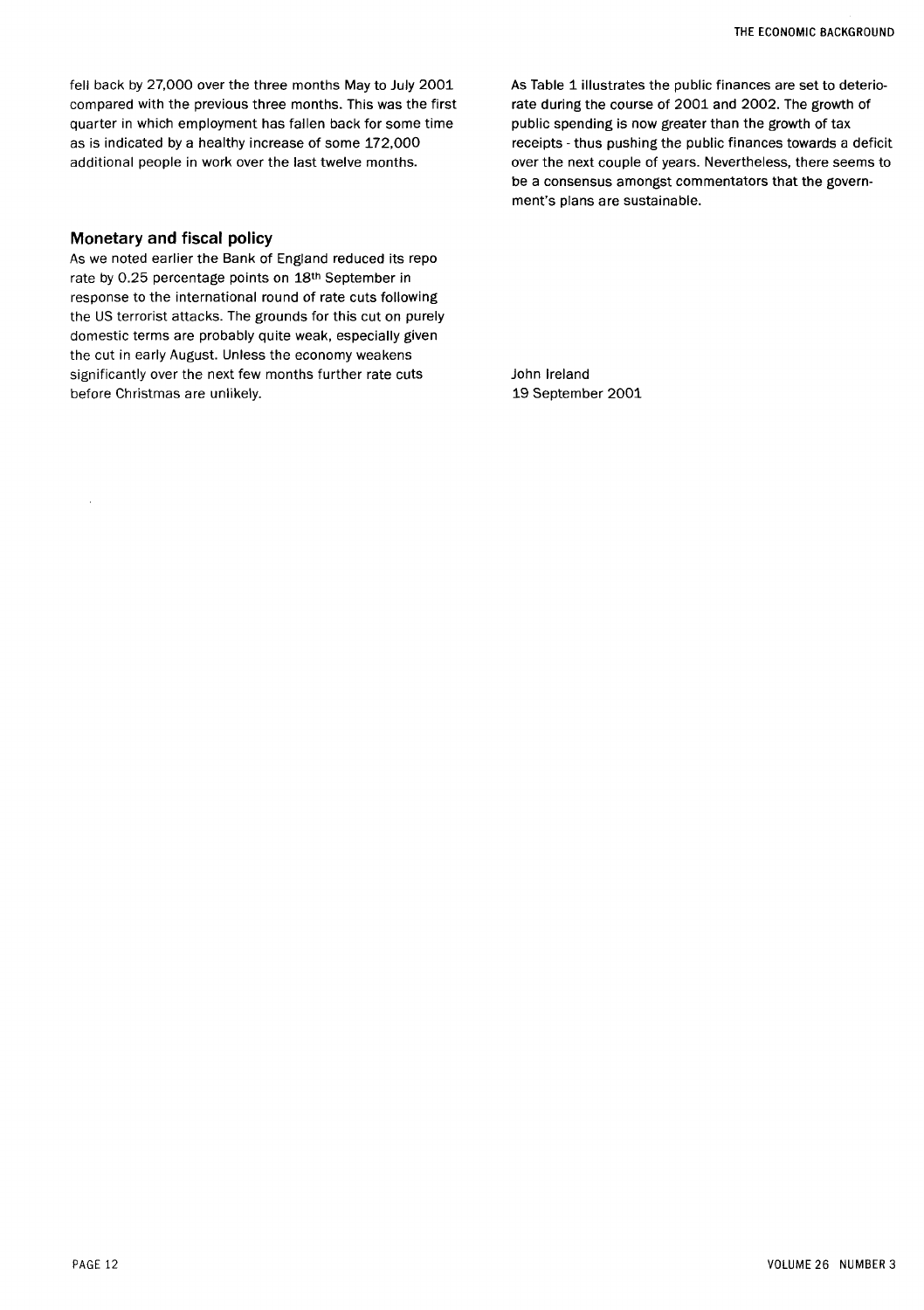fell back by 27,000 over the three months May to July 2001 compared with the previous three months. This was the first quarter in which employment has fallen back for some time as is indicated by a healthy increase of some 172,000 additional people in work over the last twelve months.

### Monetary and fiscal policy

As we noted earlier the Bank of England reduced its repo rate by 0.25 percentage points on 18th September in response to the international round of rate cuts following the US terrorist attacks. The grounds for this cut on purely domestic terms are probably quite weak, especially given the cut in early August. Unless the economy weakens significantly over the next few months further rate cuts before Christmas are unlikely.

As Table 1 illustrates the public finances are set to deteriorate during the course of 2001 and 2002. The growth of public spending is now greater than the growth of tax receipts - thus pushing the public finances towards a deficit over the next couple of years. Nevertheless, there seems to be a consensus amongst commentators that the government's plans are sustainable.

John Ireland
19 September 2001